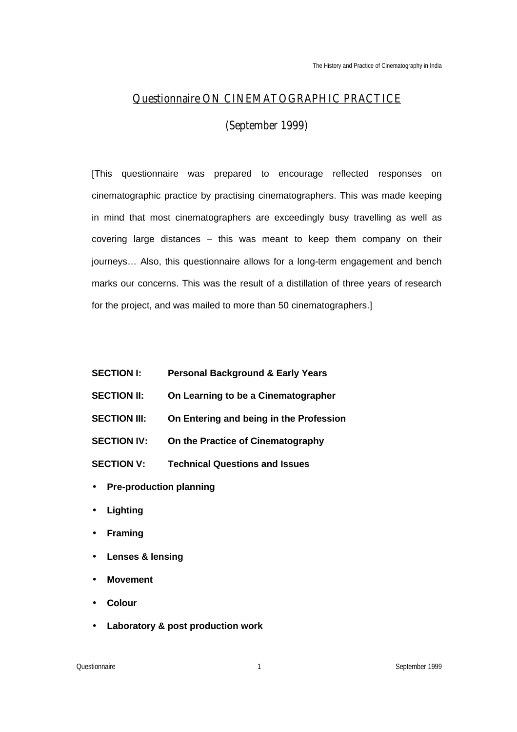# Questionnaire ON CINEMATOGRAPHIC PRACTICE

## (September 1999)

[This questionnaire was prepared to encourage reflected responses on cinematographic practice by practising cinematographers. This was made keeping in mind that most cinematographers are exceedingly busy travelling as well as covering large distances – this was meant to keep them company on their journeys… Also, this questionnaire allows for a long-term engagement and bench marks our concerns. This was the result of a distillation of three years of research for the project, and was mailed to more than 50 cinematographers.]

**SECTION I:** **Personal Background & Early Years**

**SECTION II:** **On Learning to be a Cinematographer**

**SECTION III:** **On Entering and being in the Profession**

**SECTION IV:** **On the Practice of Cinematography**

**SECTION V:** **Technical Questions and Issues**

- **Pre-production planning**
- **Lighting**
- **Framing**
- **Lenses & lensing**
- **Movement**
- **Colour**
- **Laboratory & post production work**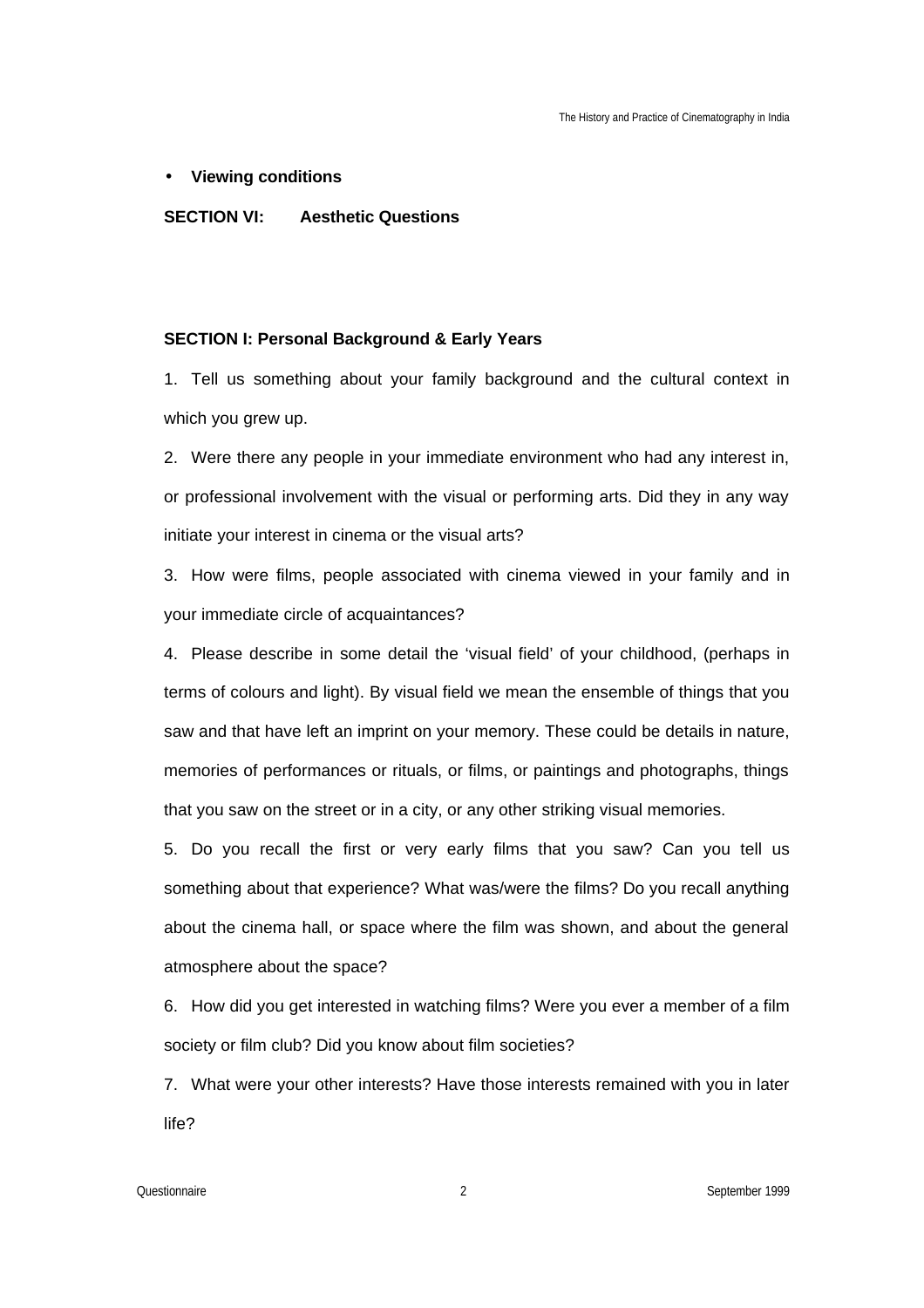- **Viewing conditions**

**SECTION VI: Aesthetic Questions**

**SECTION I: Personal Background & Early Years**

1. Tell us something about your family background and the cultural context in which you grew up.

2. Were there any people in your immediate environment who had any interest in, or professional involvement with the visual or performing arts. Did they in any way initiate your interest in cinema or the visual arts?

3. How were films, people associated with cinema viewed in your family and in your immediate circle of acquaintances?

4. Please describe in some detail the 'visual field' of your childhood, (perhaps in terms of colours and light). By visual field we mean the ensemble of things that you saw and that have left an imprint on your memory. These could be details in nature, memories of performances or rituals, or films, or paintings and photographs, things that you saw on the street or in a city, or any other striking visual memories.

5. Do you recall the first or very early films that you saw? Can you tell us something about that experience? What was/were the films? Do you recall anything about the cinema hall, or space where the film was shown, and about the general atmosphere about the space?

6. How did you get interested in watching films? Were you ever a member of a film society or film club? Did you know about film societies?

7. What were your other interests? Have those interests remained with you in later life?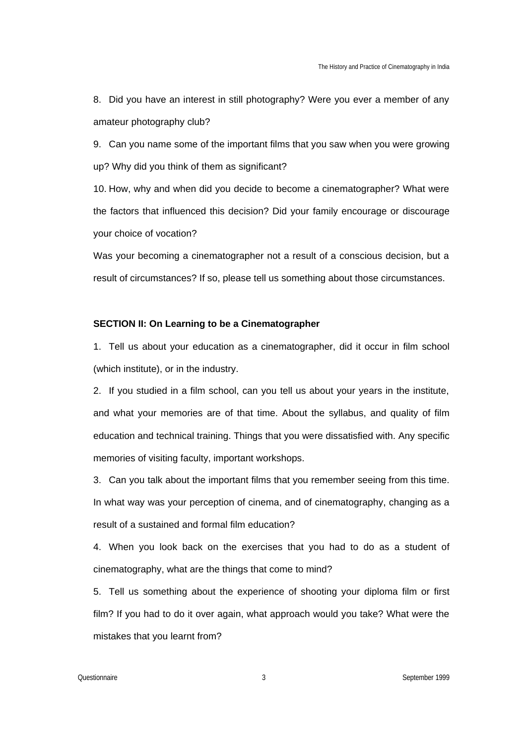8. Did you have an interest in still photography? Were you ever a member of any amateur photography club?

9. Can you name some of the important films that you saw when you were growing up? Why did you think of them as significant?

10. How, why and when did you decide to become a cinematographer? What were the factors that influenced this decision? Did your family encourage or discourage your choice of vocation?

Was your becoming a cinematographer not a result of a conscious decision, but a result of circumstances? If so, please tell us something about those circumstances.

**SECTION II: On Learning to be a Cinematographer**

1. Tell us about your education as a cinematographer, did it occur in film school (which institute), or in the industry.

2. If you studied in a film school, can you tell us about your years in the institute, and what your memories are of that time. About the syllabus, and quality of film education and technical training. Things that you were dissatisfied with. Any specific memories of visiting faculty, important workshops.

3. Can you talk about the important films that you remember seeing from this time. In what way was your perception of cinema, and of cinematography, changing as a result of a sustained and formal film education?

4. When you look back on the exercises that you had to do as a student of cinematography, what are the things that come to mind?

5. Tell us something about the experience of shooting your diploma film or first film? If you had to do it over again, what approach would you take? What were the mistakes that you learnt from?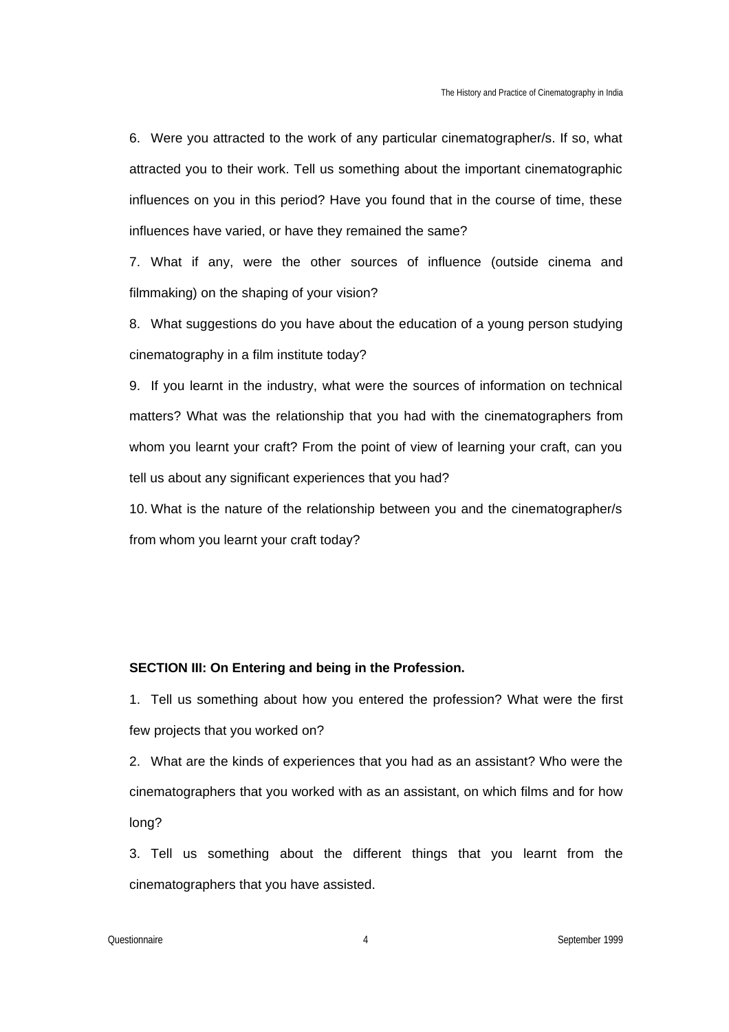6. Were you attracted to the work of any particular cinematographer/s. If so, what attracted you to their work. Tell us something about the important cinematographic influences on you in this period? Have you found that in the course of time, these influences have varied, or have they remained the same?

7. What if any, were the other sources of influence (outside cinema and filmmaking) on the shaping of your vision?

8. What suggestions do you have about the education of a young person studying cinematography in a film institute today?

9. If you learnt in the industry, what were the sources of information on technical matters? What was the relationship that you had with the cinematographers from whom you learnt your craft? From the point of view of learning your craft, can you tell us about any significant experiences that you had?

10. What is the nature of the relationship between you and the cinematographer/s from whom you learnt your craft today?

**SECTION III: On Entering and being in the Profession.**

1. Tell us something about how you entered the profession? What were the first few projects that you worked on?

2. What are the kinds of experiences that you had as an assistant? Who were the cinematographers that you worked with as an assistant, on which films and for how long?

3. Tell us something about the different things that you learnt from the cinematographers that you have assisted.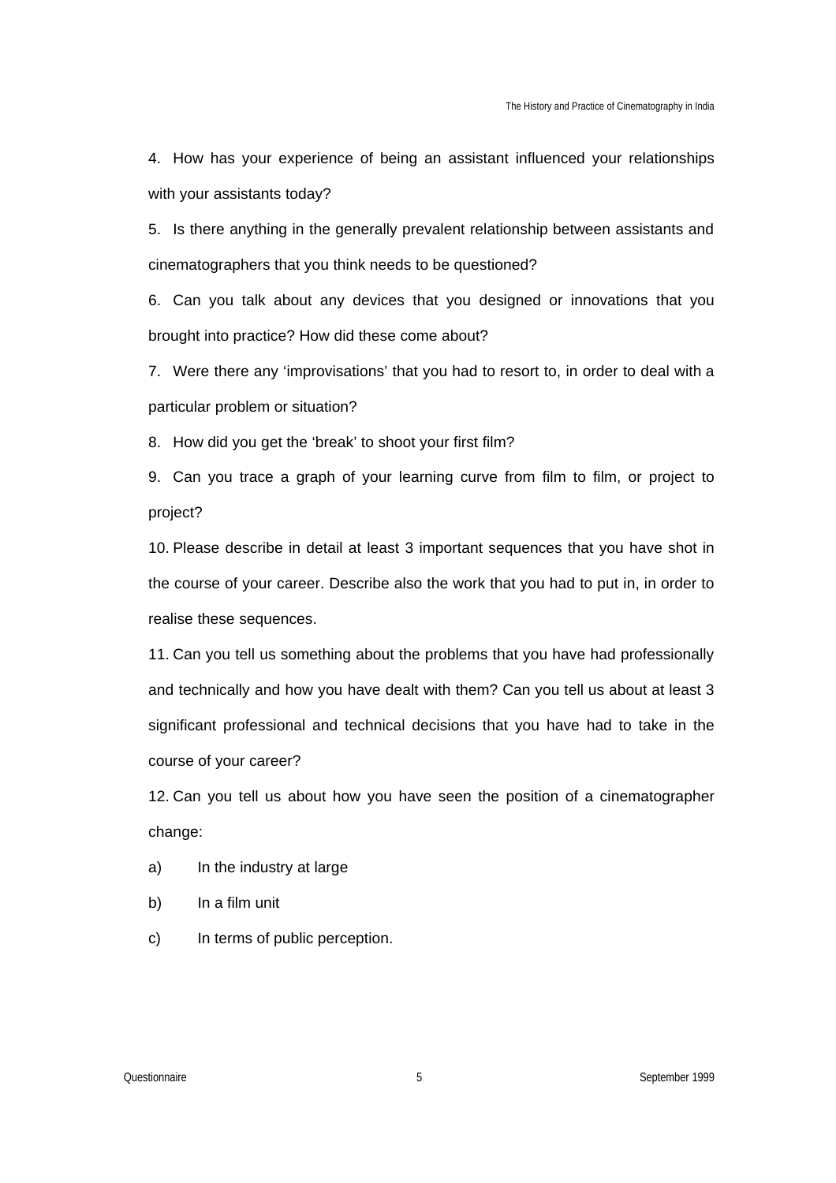4. How has your experience of being an assistant influenced your relationships with your assistants today?

5. Is there anything in the generally prevalent relationship between assistants and cinematographers that you think needs to be questioned?

6. Can you talk about any devices that you designed or innovations that you brought into practice? How did these come about?

7. Were there any 'improvisations' that you had to resort to, in order to deal with a particular problem or situation?

8. How did you get the 'break' to shoot your first film?

9. Can you trace a graph of your learning curve from film to film, or project to project?

10. Please describe in detail at least 3 important sequences that you have shot in the course of your career. Describe also the work that you had to put in, in order to realise these sequences.

11. Can you tell us something about the problems that you have had professionally and technically and how you have dealt with them? Can you tell us about at least 3 significant professional and technical decisions that you have had to take in the course of your career?

12. Can you tell us about how you have seen the position of a cinematographer change:

a) In the industry at large

b) In a film unit

c) In terms of public perception.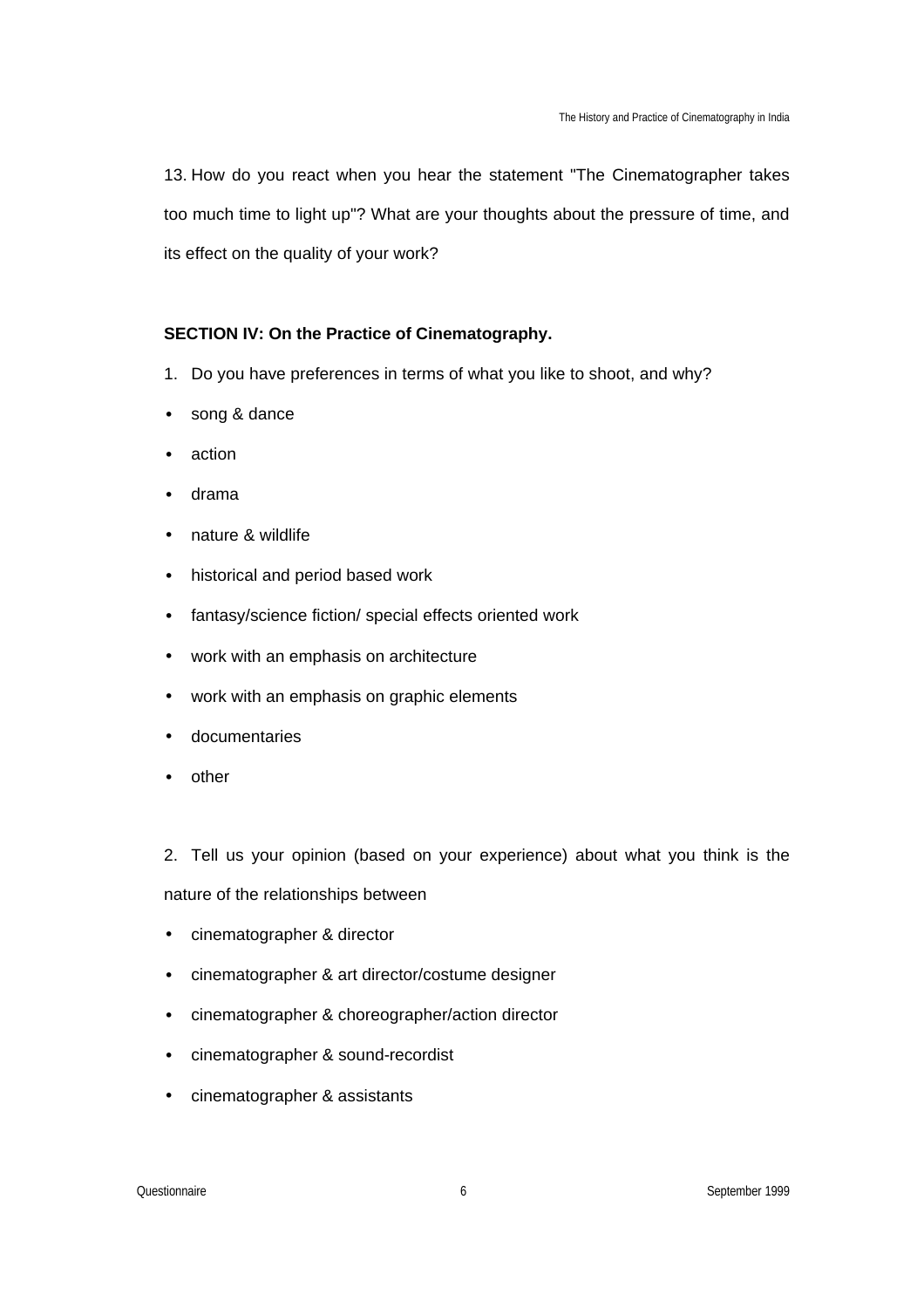13. How do you react when you hear the statement "The Cinematographer takes too much time to light up"? What are your thoughts about the pressure of time, and its effect on the quality of your work?

**SECTION IV: On the Practice of Cinematography.**

1. Do you have preferences in terms of what you like to shoot, and why?

- song & dance
- action
- drama
- nature & wildlife
- historical and period based work
- fantasy/science fiction/ special effects oriented work
- work with an emphasis on architecture
- work with an emphasis on graphic elements
- documentaries
- other

2. Tell us your opinion (based on your experience) about what you think is the nature of the relationships between

- cinematographer & director
- cinematographer & art director/costume designer
- cinematographer & choreographer/action director
- cinematographer & sound-recordist
- cinematographer & assistants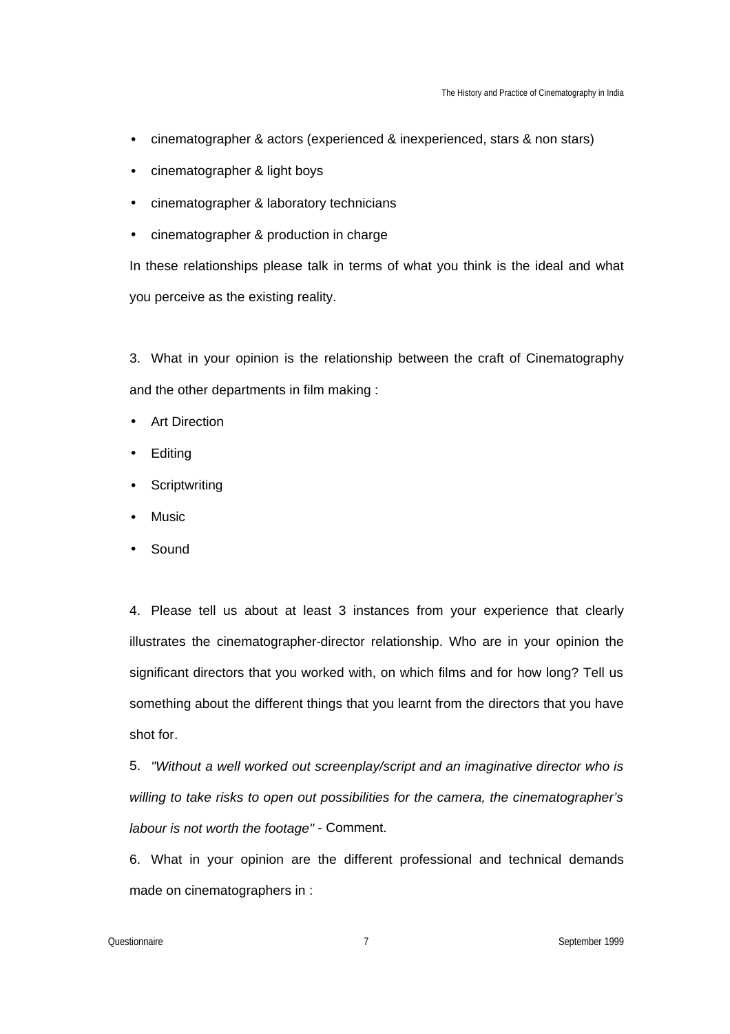- cinematographer & actors (experienced & inexperienced, stars & non stars)
- cinematographer & light boys
- cinematographer & laboratory technicians
- cinematographer & production in charge

In these relationships please talk in terms of what you think is the ideal and what you perceive as the existing reality.

3. What in your opinion is the relationship between the craft of Cinematography and the other departments in film making :

- Art Direction
- Editing
- Scriptwriting
- Music
- Sound

4. Please tell us about at least 3 instances from your experience that clearly illustrates the cinematographer-director relationship. Who are in your opinion the significant directors that you worked with, on which films and for how long? Tell us something about the different things that you learnt from the directors that you have shot for.

5. *"Without a well worked out screenplay/script and an imaginative director who is willing to take risks to open out possibilities for the camera, the cinematographer's labour is not worth the footage"* - Comment.

6. What in your opinion are the different professional and technical demands made on cinematographers in :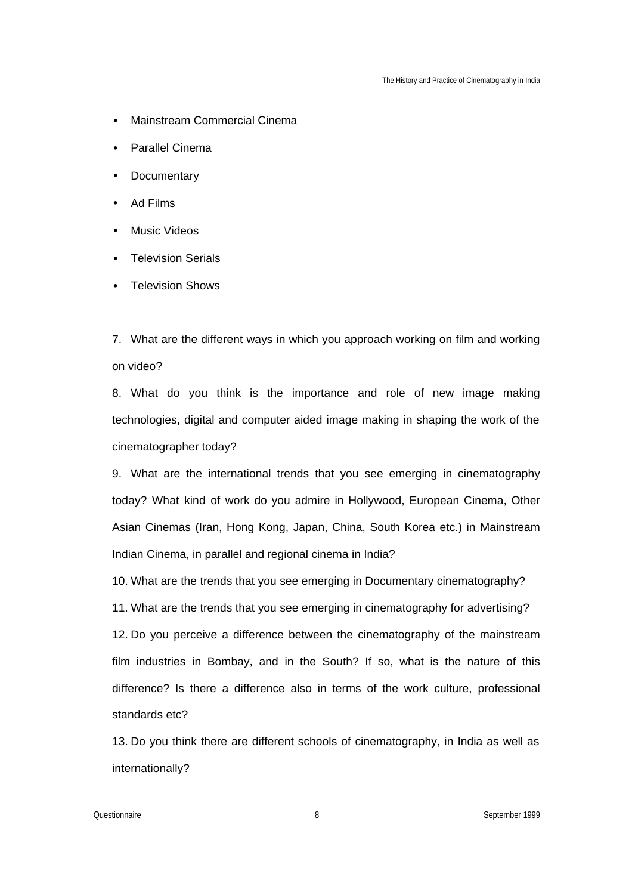- Mainstream Commercial Cinema
- Parallel Cinema
- Documentary
- Ad Films
- Music Videos
- Television Serials
- Television Shows

7. What are the different ways in which you approach working on film and working on video?

8. What do you think is the importance and role of new image making technologies, digital and computer aided image making in shaping the work of the cinematographer today?

9. What are the international trends that you see emerging in cinematography today? What kind of work do you admire in Hollywood, European Cinema, Other Asian Cinemas (Iran, Hong Kong, Japan, China, South Korea etc.) in Mainstream Indian Cinema, in parallel and regional cinema in India?

10. What are the trends that you see emerging in Documentary cinematography?

11. What are the trends that you see emerging in cinematography for advertising?

12. Do you perceive a difference between the cinematography of the mainstream film industries in Bombay, and in the South? If so, what is the nature of this difference? Is there a difference also in terms of the work culture, professional standards etc?

13. Do you think there are different schools of cinematography, in India as well as internationally?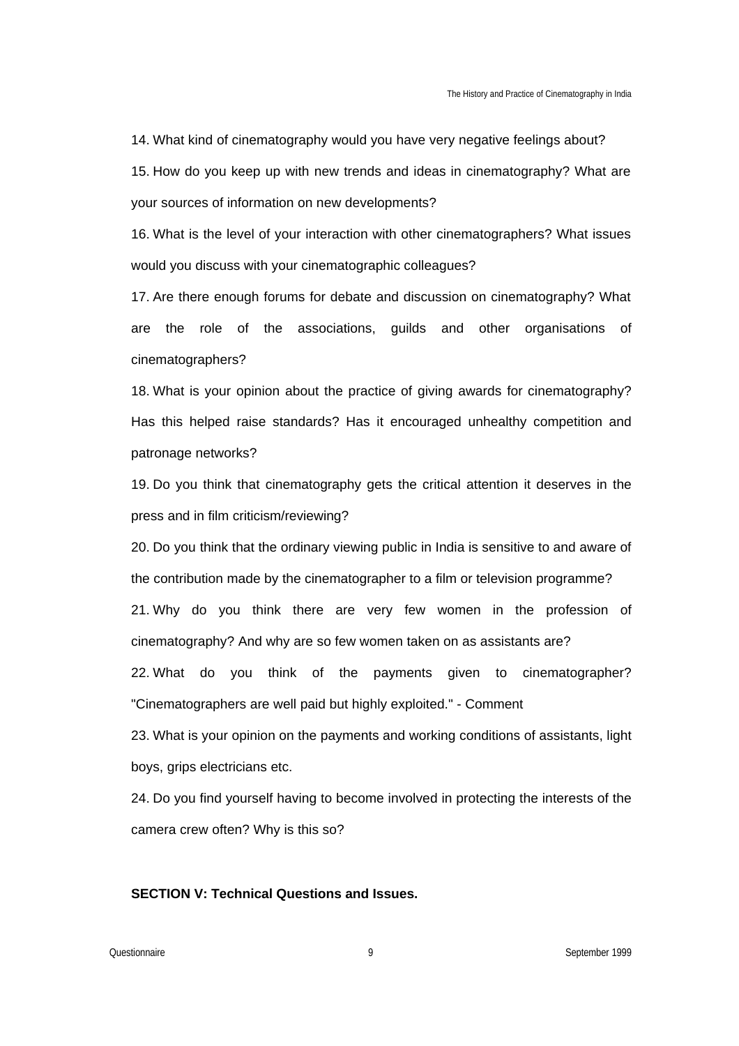14. What kind of cinematography would you have very negative feelings about?

15. How do you keep up with new trends and ideas in cinematography? What are your sources of information on new developments?

16. What is the level of your interaction with other cinematographers? What issues would you discuss with your cinematographic colleagues?

17. Are there enough forums for debate and discussion on cinematography? What are the role of the associations, guilds and other organisations of cinematographers?

18. What is your opinion about the practice of giving awards for cinematography? Has this helped raise standards? Has it encouraged unhealthy competition and patronage networks?

19. Do you think that cinematography gets the critical attention it deserves in the press and in film criticism/reviewing?

20. Do you think that the ordinary viewing public in India is sensitive to and aware of the contribution made by the cinematographer to a film or television programme?

21. Why do you think there are very few women in the profession of cinematography? And why are so few women taken on as assistants are?

22. What do you think of the payments given to cinematographer? "Cinematographers are well paid but highly exploited." - Comment

23. What is your opinion on the payments and working conditions of assistants, light boys, grips electricians etc.

24. Do you find yourself having to become involved in protecting the interests of the camera crew often? Why is this so?

**SECTION V: Technical Questions and Issues.**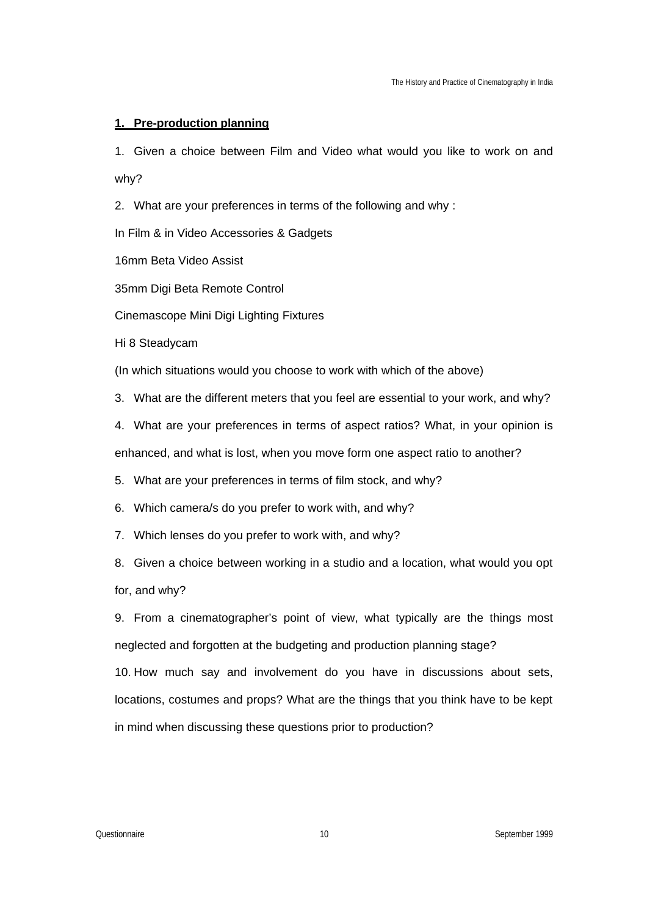## 1. Pre-production planning

1. Given a choice between Film and Video what would you like to work on and why?

2. What are your preferences in terms of the following and why :

In Film & in Video Accessories & Gadgets

16mm Beta Video Assist

35mm Digi Beta Remote Control

Cinemascope Mini Digi Lighting Fixtures

Hi 8 Steadycam

(In which situations would you choose to work with which of the above)

3. What are the different meters that you feel are essential to your work, and why?

4. What are your preferences in terms of aspect ratios? What, in your opinion is enhanced, and what is lost, when you move form one aspect ratio to another?

5. What are your preferences in terms of film stock, and why?

6. Which camera/s do you prefer to work with, and why?

7. Which lenses do you prefer to work with, and why?

8. Given a choice between working in a studio and a location, what would you opt for, and why?

9. From a cinematographer's point of view, what typically are the things most neglected and forgotten at the budgeting and production planning stage?

10. How much say and involvement do you have in discussions about sets, locations, costumes and props? What are the things that you think have to be kept in mind when discussing these questions prior to production?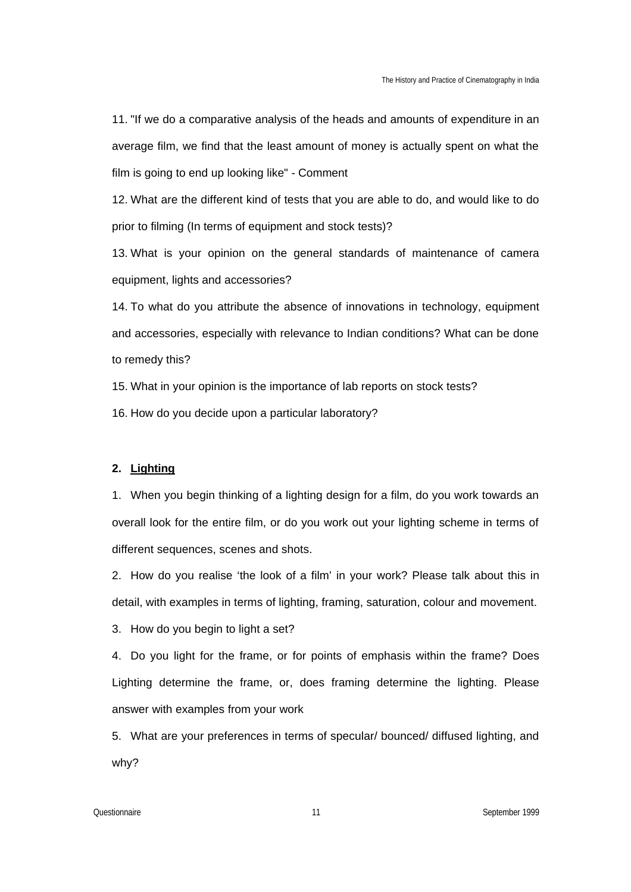11. "If we do a comparative analysis of the heads and amounts of expenditure in an average film, we find that the least amount of money is actually spent on what the film is going to end up looking like" - Comment

12. What are the different kind of tests that you are able to do, and would like to do prior to filming (In terms of equipment and stock tests)?

13. What is your opinion on the general standards of maintenance of camera equipment, lights and accessories?

14. To what do you attribute the absence of innovations in technology, equipment and accessories, especially with relevance to Indian conditions? What can be done to remedy this?

15. What in your opinion is the importance of lab reports on stock tests?

16. How do you decide upon a particular laboratory?

## 2. Lighting

1. When you begin thinking of a lighting design for a film, do you work towards an overall look for the entire film, or do you work out your lighting scheme in terms of different sequences, scenes and shots.

2. How do you realise 'the look of a film' in your work? Please talk about this in detail, with examples in terms of lighting, framing, saturation, colour and movement.

3. How do you begin to light a set?

4. Do you light for the frame, or for points of emphasis within the frame? Does Lighting determine the frame, or, does framing determine the lighting. Please answer with examples from your work

5. What are your preferences in terms of specular/ bounced/ diffused lighting, and why?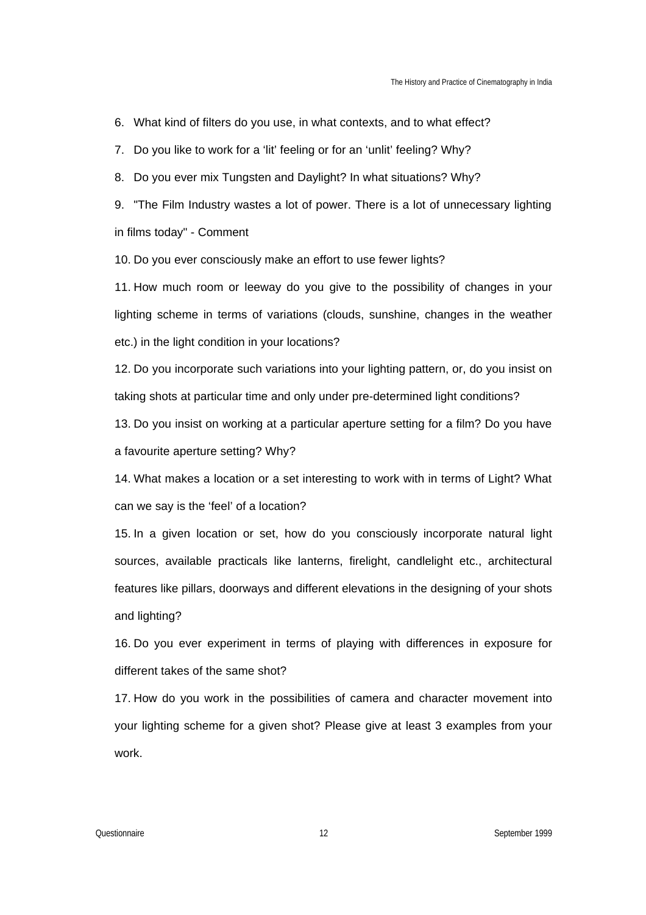6. What kind of filters do you use, in what contexts, and to what effect?

7. Do you like to work for a 'lit' feeling or for an 'unlit' feeling? Why?

8. Do you ever mix Tungsten and Daylight? In what situations? Why?

9. "The Film Industry wastes a lot of power. There is a lot of unnecessary lighting in films today" - Comment

10. Do you ever consciously make an effort to use fewer lights?

11. How much room or leeway do you give to the possibility of changes in your lighting scheme in terms of variations (clouds, sunshine, changes in the weather etc.) in the light condition in your locations?

12. Do you incorporate such variations into your lighting pattern, or, do you insist on taking shots at particular time and only under pre-determined light conditions?

13. Do you insist on working at a particular aperture setting for a film? Do you have a favourite aperture setting? Why?

14. What makes a location or a set interesting to work with in terms of Light? What can we say is the 'feel' of a location?

15. In a given location or set, how do you consciously incorporate natural light sources, available practicals like lanterns, firelight, candlelight etc., architectural features like pillars, doorways and different elevations in the designing of your shots and lighting?

16. Do you ever experiment in terms of playing with differences in exposure for different takes of the same shot?

17. How do you work in the possibilities of camera and character movement into your lighting scheme for a given shot? Please give at least 3 examples from your work.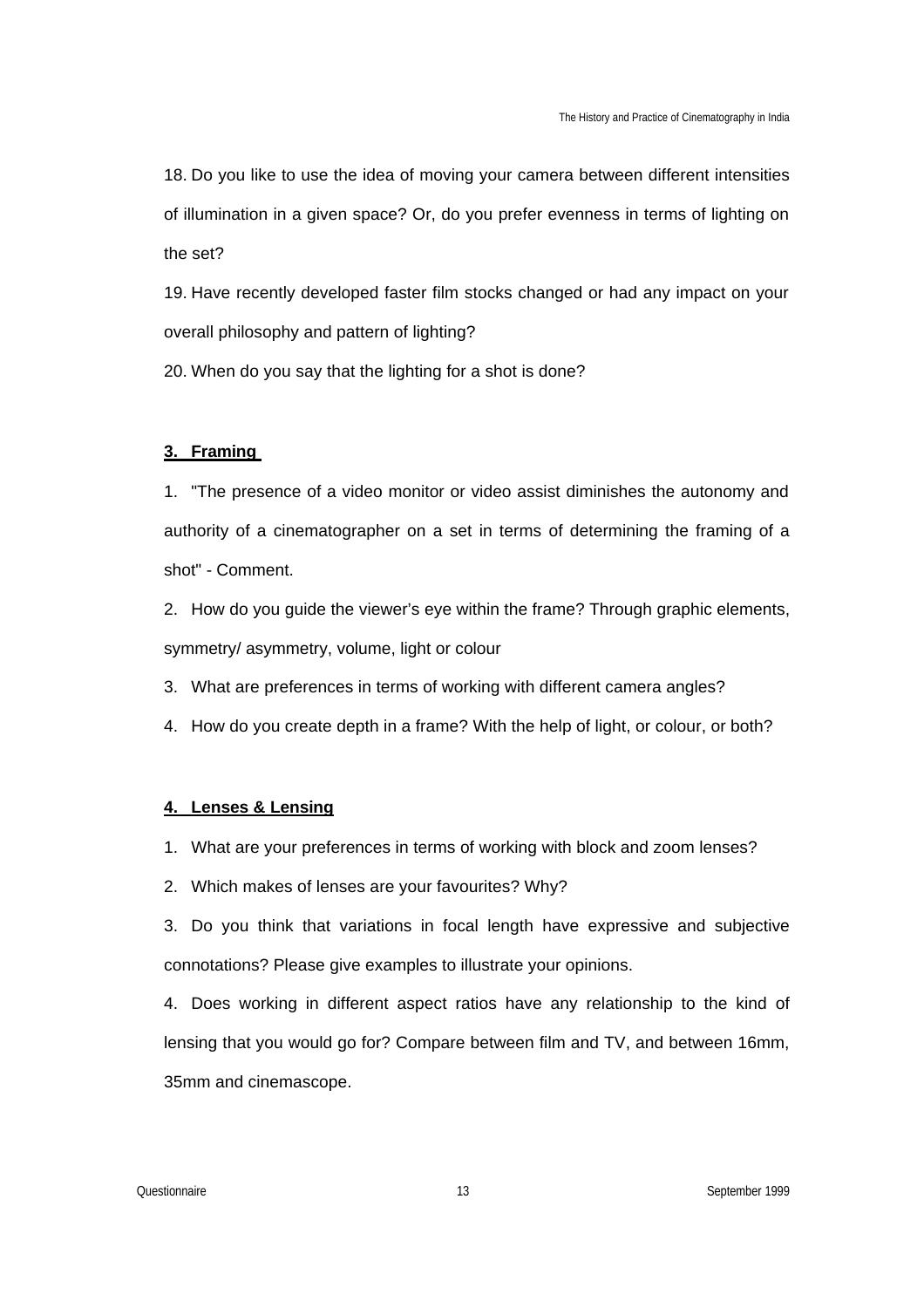18. Do you like to use the idea of moving your camera between different intensities of illumination in a given space? Or, do you prefer evenness in terms of lighting on the set?

19. Have recently developed faster film stocks changed or had any impact on your overall philosophy and pattern of lighting?

20. When do you say that the lighting for a shot is done?

## 3. Framing

1. "The presence of a video monitor or video assist diminishes the autonomy and authority of a cinematographer on a set in terms of determining the framing of a shot" - Comment.
2. How do you guide the viewer's eye within the frame? Through graphic elements, symmetry/ asymmetry, volume, light or colour
3. What are preferences in terms of working with different camera angles?
4. How do you create depth in a frame? With the help of light, or colour, or both?

## 4. Lenses & Lensing

1. What are your preferences in terms of working with block and zoom lenses?
2. Which makes of lenses are your favourites? Why?
3. Do you think that variations in focal length have expressive and subjective connotations? Please give examples to illustrate your opinions.
4. Does working in different aspect ratios have any relationship to the kind of lensing that you would go for? Compare between film and TV, and between 16mm, 35mm and cinemascope.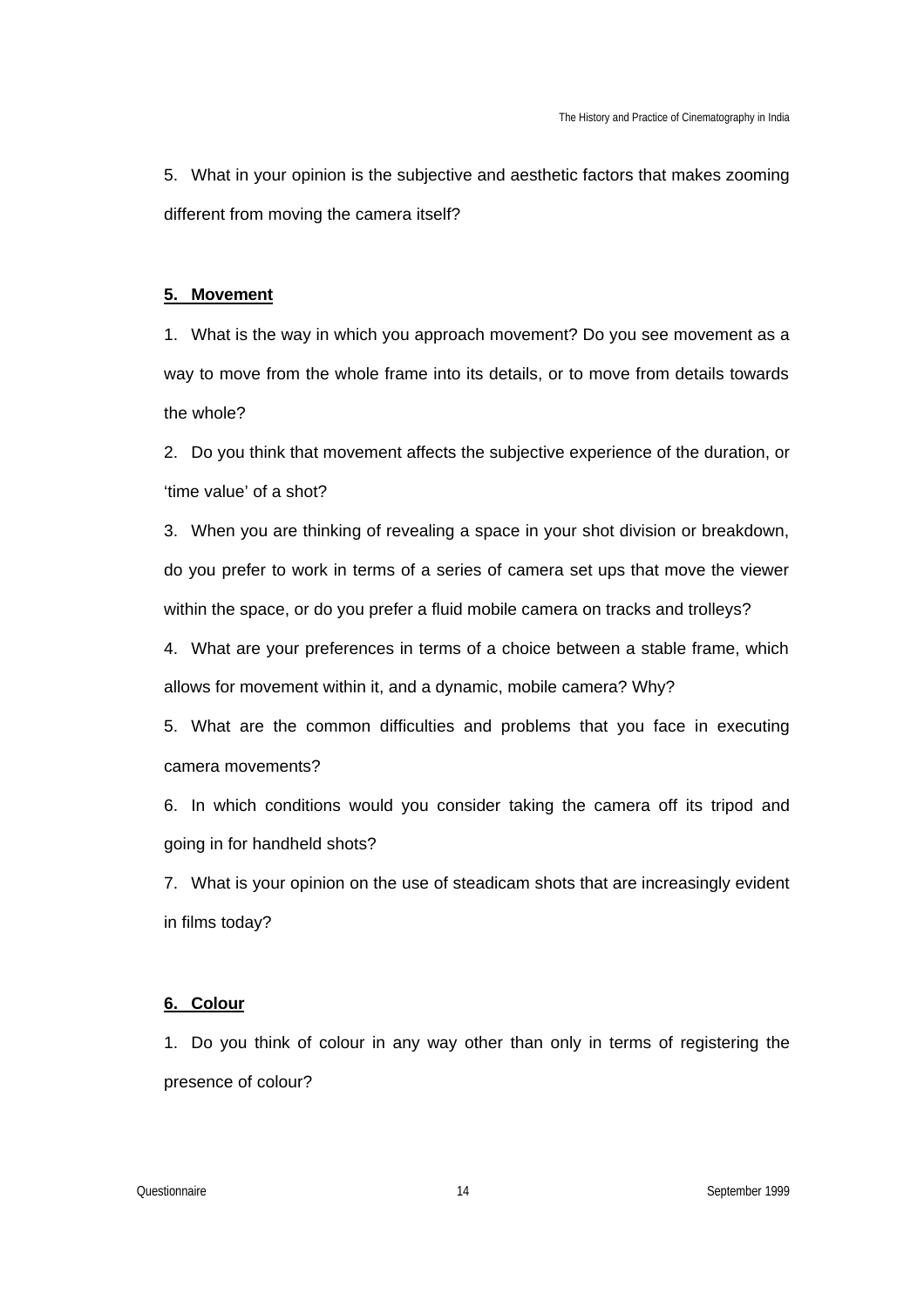5. What in your opinion is the subjective and aesthetic factors that makes zooming different from moving the camera itself?

**5. Movement**

1. What is the way in which you approach movement? Do you see movement as a way to move from the whole frame into its details, or to move from details towards the whole?

2. Do you think that movement affects the subjective experience of the duration, or 'time value' of a shot?

3. When you are thinking of revealing a space in your shot division or breakdown, do you prefer to work in terms of a series of camera set ups that move the viewer within the space, or do you prefer a fluid mobile camera on tracks and trolleys?

4. What are your preferences in terms of a choice between a stable frame, which allows for movement within it, and a dynamic, mobile camera? Why?

5. What are the common difficulties and problems that you face in executing camera movements?

6. In which conditions would you consider taking the camera off its tripod and going in for handheld shots?

7. What is your opinion on the use of steadicam shots that are increasingly evident in films today?

**6. Colour**

1. Do you think of colour in any way other than only in terms of registering the presence of colour?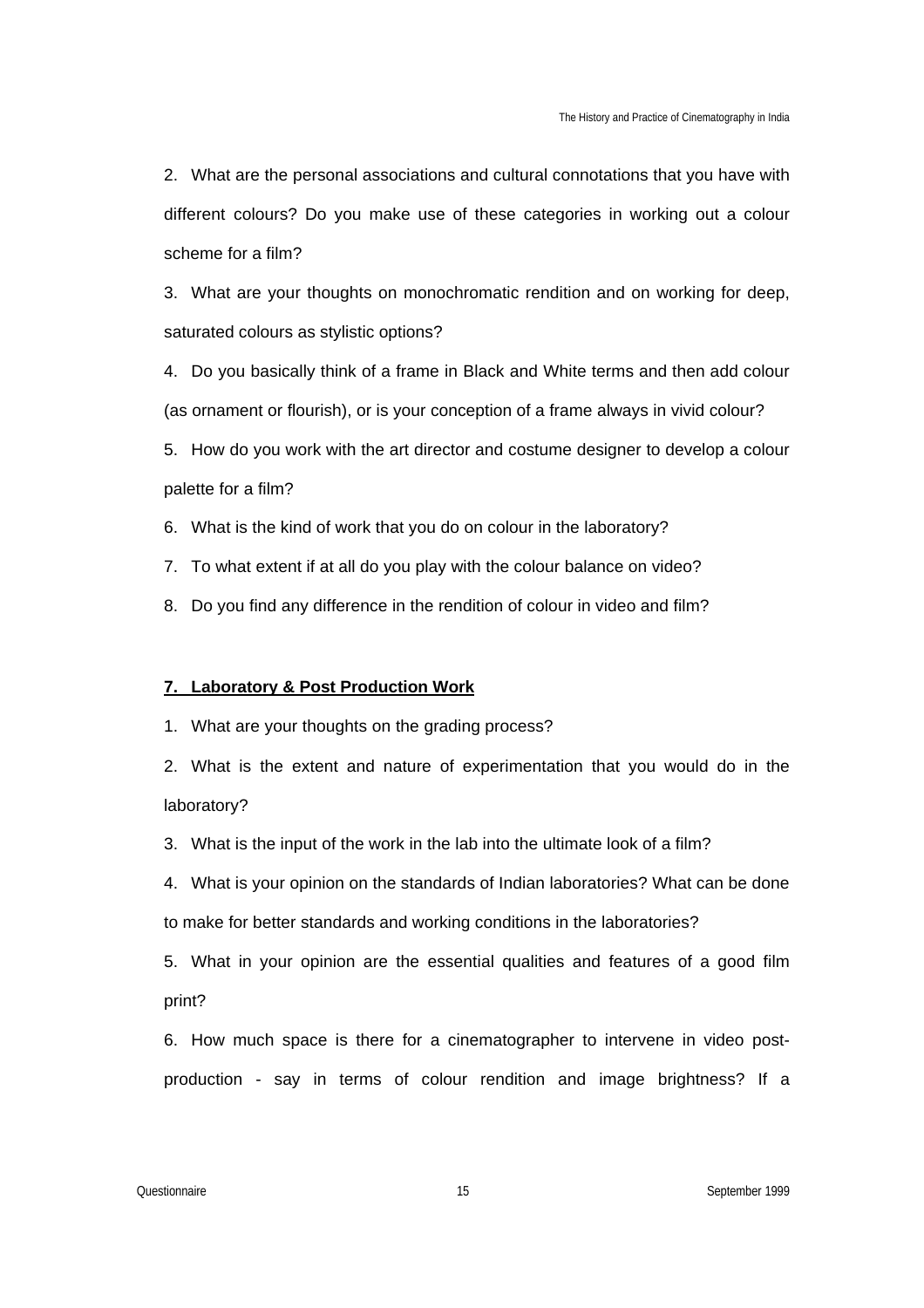2. What are the personal associations and cultural connotations that you have with different colours? Do you make use of these categories in working out a colour scheme for a film?

3. What are your thoughts on monochromatic rendition and on working for deep, saturated colours as stylistic options?

4. Do you basically think of a frame in Black and White terms and then add colour (as ornament or flourish), or is your conception of a frame always in vivid colour?

5. How do you work with the art director and costume designer to develop a colour palette for a film?

6. What is the kind of work that you do on colour in the laboratory?

7. To what extent if at all do you play with the colour balance on video?

8. Do you find any difference in the rendition of colour in video and film?

## 7. Laboratory & Post Production Work

1. What are your thoughts on the grading process?

2. What is the extent and nature of experimentation that you would do in the laboratory?

3. What is the input of the work in the lab into the ultimate look of a film?

4. What is your opinion on the standards of Indian laboratories? What can be done to make for better standards and working conditions in the laboratories?

5. What in your opinion are the essential qualities and features of a good film print?

6. How much space is there for a cinematographer to intervene in video post-production - say in terms of colour rendition and image brightness? If a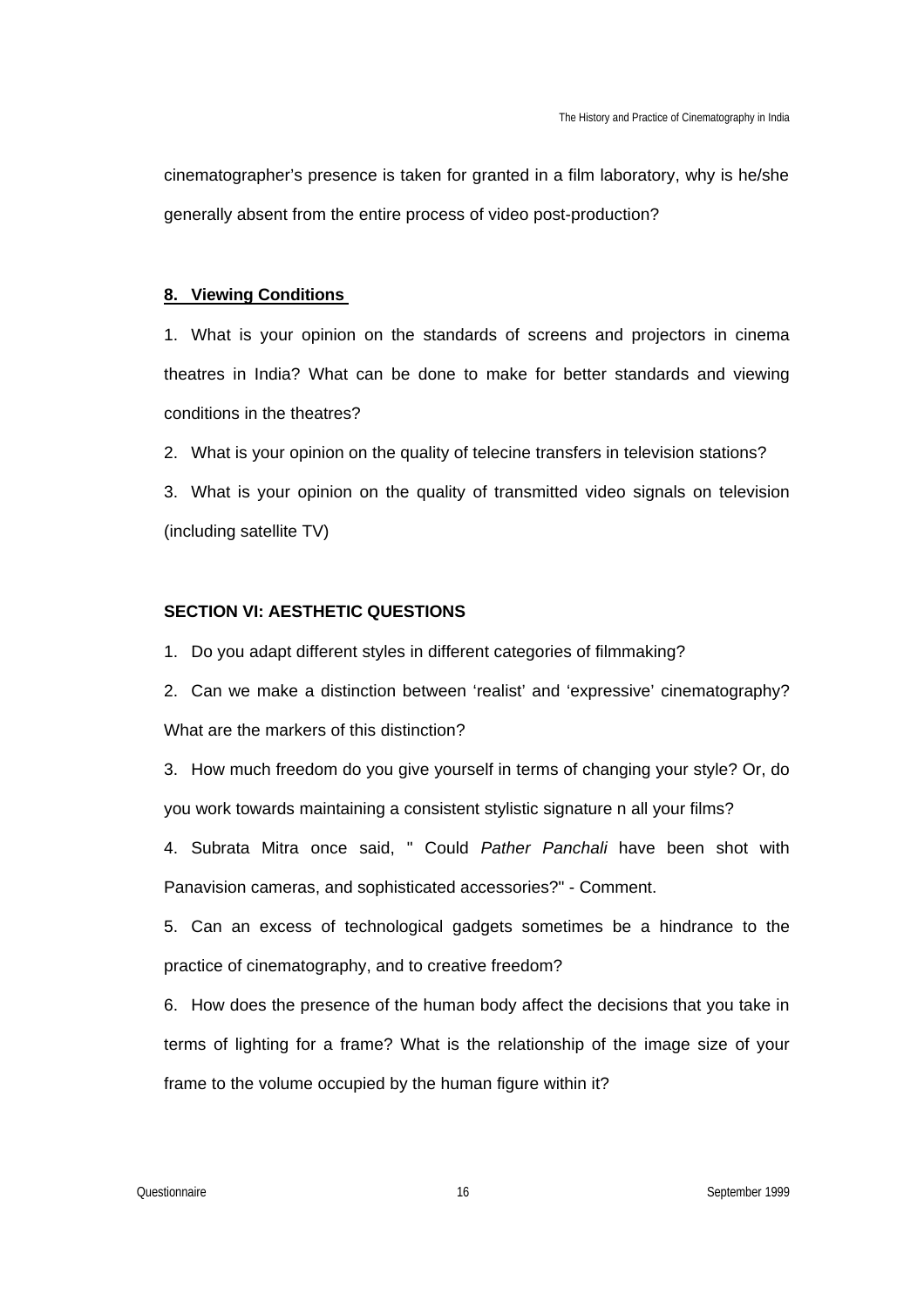cinematographer's presence is taken for granted in a film laboratory, why is he/she generally absent from the entire process of video post-production?

**8. Viewing Conditions**

1. What is your opinion on the standards of screens and projectors in cinema theatres in India? What can be done to make for better standards and viewing conditions in the theatres?

2. What is your opinion on the quality of telecine transfers in television stations?

3. What is your opinion on the quality of transmitted video signals on television (including satellite TV)

**SECTION VI: AESTHETIC QUESTIONS**

1. Do you adapt different styles in different categories of filmmaking?

2. Can we make a distinction between 'realist' and 'expressive' cinematography? What are the markers of this distinction?

3. How much freedom do you give yourself in terms of changing your style? Or, do you work towards maintaining a consistent stylistic signature n all your films?

4. Subrata Mitra once said, " Could *Pather Panchali* have been shot with Panavision cameras, and sophisticated accessories?" - Comment.

5. Can an excess of technological gadgets sometimes be a hindrance to the practice of cinematography, and to creative freedom?

6. How does the presence of the human body affect the decisions that you take in terms of lighting for a frame? What is the relationship of the image size of your frame to the volume occupied by the human figure within it?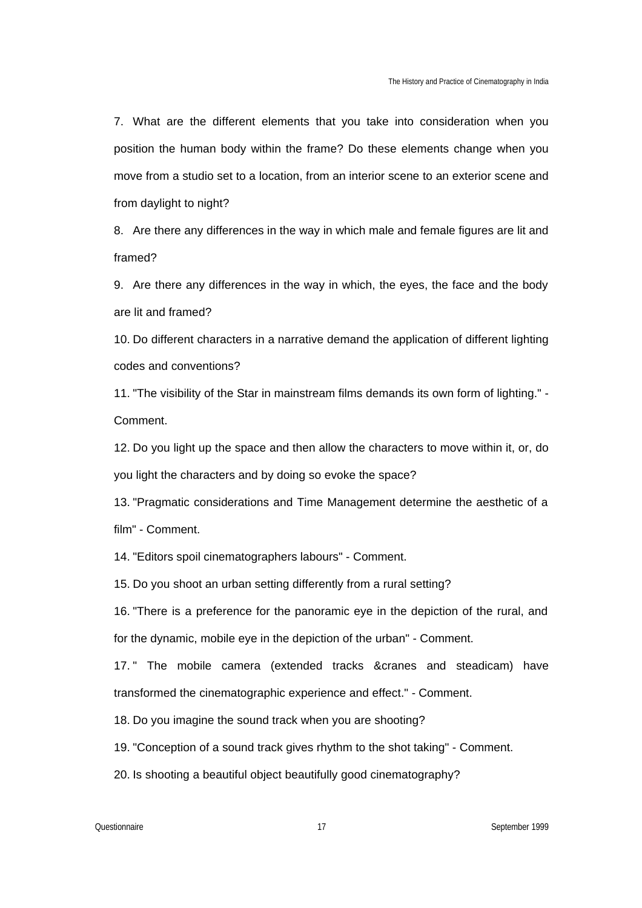7. What are the different elements that you take into consideration when you position the human body within the frame? Do these elements change when you move from a studio set to a location, from an interior scene to an exterior scene and from daylight to night?

8. Are there any differences in the way in which male and female figures are lit and framed?

9. Are there any differences in the way in which, the eyes, the face and the body are lit and framed?

10. Do different characters in a narrative demand the application of different lighting codes and conventions?

11. "The visibility of the Star in mainstream films demands its own form of lighting." - Comment.

12. Do you light up the space and then allow the characters to move within it, or, do you light the characters and by doing so evoke the space?

13. "Pragmatic considerations and Time Management determine the aesthetic of a film" - Comment.

14. "Editors spoil cinematographers labours" - Comment.

15. Do you shoot an urban setting differently from a rural setting?

16. "There is a preference for the panoramic eye in the depiction of the rural, and for the dynamic, mobile eye in the depiction of the urban" - Comment.

17. " The mobile camera (extended tracks &cranes and steadicam) have transformed the cinematographic experience and effect." - Comment.

18. Do you imagine the sound track when you are shooting?

19. "Conception of a sound track gives rhythm to the shot taking" - Comment.

20. Is shooting a beautiful object beautifully good cinematography?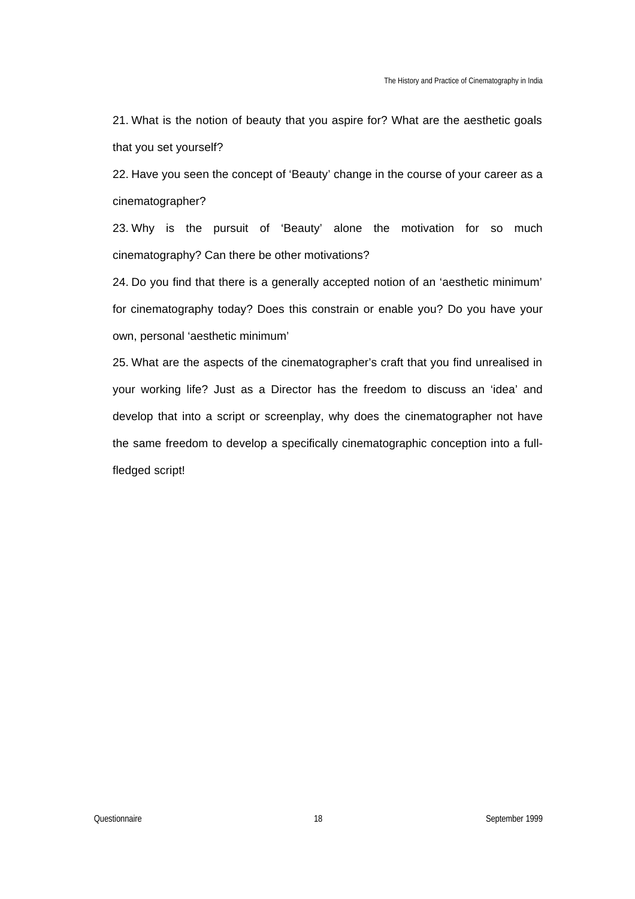21. What is the notion of beauty that you aspire for? What are the aesthetic goals that you set yourself?

22. Have you seen the concept of 'Beauty' change in the course of your career as a cinematographer?

23. Why is the pursuit of 'Beauty' alone the motivation for so much cinematography? Can there be other motivations?

24. Do you find that there is a generally accepted notion of an 'aesthetic minimum' for cinematography today? Does this constrain or enable you? Do you have your own, personal 'aesthetic minimum'

25. What are the aspects of the cinematographer's craft that you find unrealised in your working life? Just as a Director has the freedom to discuss an 'idea' and develop that into a script or screenplay, why does the cinematographer not have the same freedom to develop a specifically cinematographic conception into a full-fledged script!